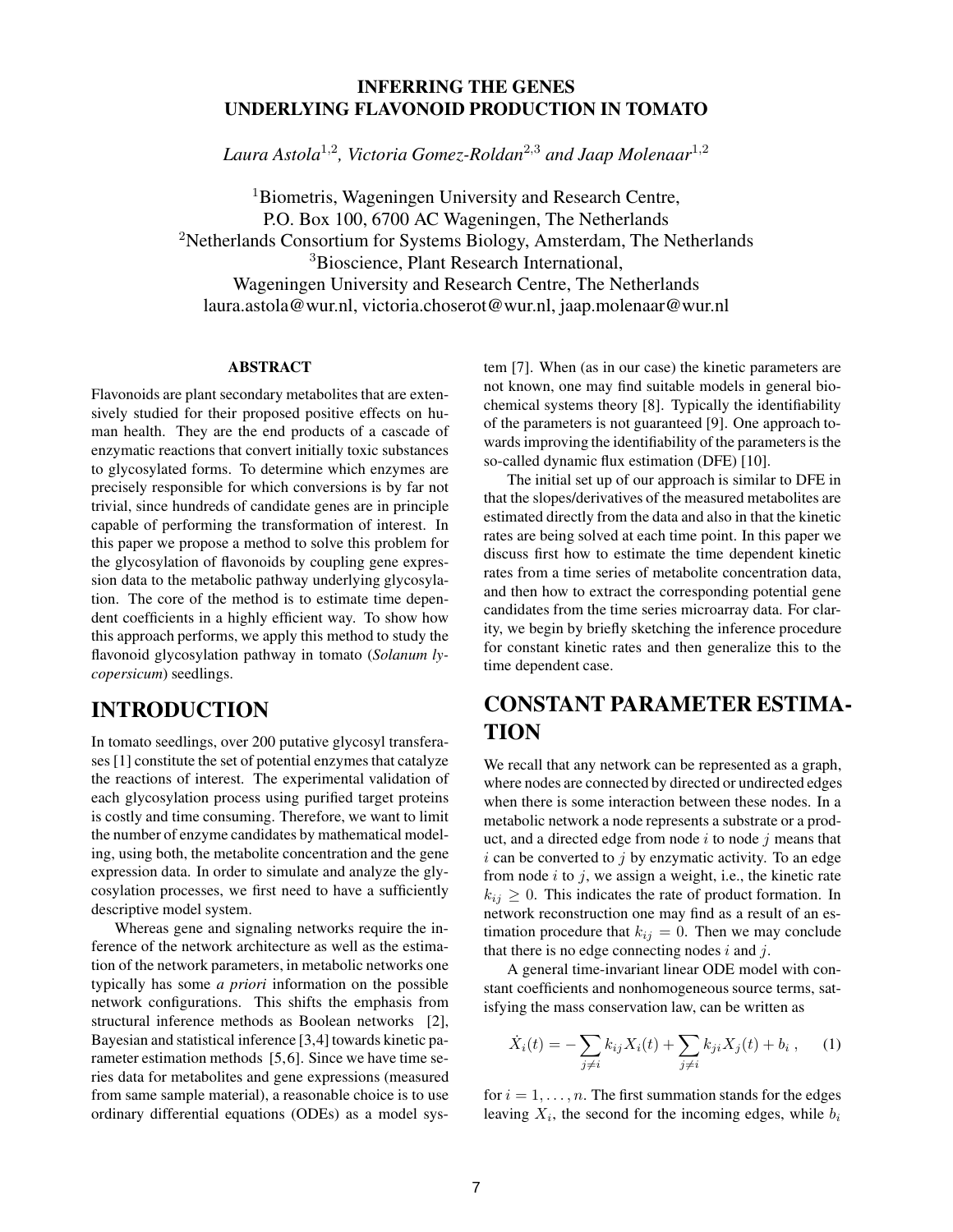# INFERRING THE GENES UNDERLYING FLAVONOID PRODUCTION IN TOMATO

*Laura Astola[1,2], Victoria Gomez-Roldan[2,3] and Jaap Molenaar[1,2]*

[1]Biometris, Wageningen University and Research Centre,
P.O. Box 100, 6700 AC Wageningen, The Netherlands
[2]Netherlands Consortium for Systems Biology, Amsterdam, The Netherlands
[3]Bioscience, Plant Research International,
Wageningen University and Research Centre, The Netherlands
laura.astola@wur.nl, victoria.choserot@wur.nl, jaap.molenaar@wur.nl

### ABSTRACT

Flavonoids are plant secondary metabolites that are extensively studied for their proposed positive effects on human health. They are the end products of a cascade of enzymatic reactions that convert initially toxic substances to glycosylated forms. To determine which enzymes are precisely responsible for which conversions is by far not trivial, since hundreds of candidate genes are in principle capable of performing the transformation of interest. In this paper we propose a method to solve this problem for the glycosylation of flavonoids by coupling gene expression data to the metabolic pathway underlying glycosylation. The core of the method is to estimate time dependent coefficients in a highly efficient way. To show how this approach performs, we apply this method to study the flavonoid glycosylation pathway in tomato (***Solanum lycopersicum***) seedlings.

## INTRODUCTION

In tomato seedlings, over 200 putative glycosyl transferases [1] constitute the set of potential enzymes that catalyze the reactions of interest. The experimental validation of each glycosylation process using purified target proteins is costly and time consuming. Therefore, we want to limit the number of enzyme candidates by mathematical modeling, using both, the metabolite concentration and the gene expression data. In order to simulate and analyze the glycosylation processes, we first need to have a sufficiently descriptive model system.

Whereas gene and signaling networks require the inference of the network architecture as well as the estimation of the network parameters, in metabolic networks one typically has some *a priori* information on the possible network configurations. This shifts the emphasis from structural inference methods as Boolean networks [2], Bayesian and statistical inference [3,4] towards kinetic parameter estimation methods [5,6]. Since we have time series data for metabolites and gene expressions (measured from same sample material), a reasonable choice is to use ordinary differential equations (ODEs) as a model system [7]. When (as in our case) the kinetic parameters are not known, one may find suitable models in general biochemical systems theory [8]. Typically the identifiability of the parameters is not guaranteed [9]. One approach towards improving the identifiability of the parameters is the so-called dynamic flux estimation (DFE) [10].

The initial set up of our approach is similar to DFE in that the slopes/derivatives of the measured metabolites are estimated directly from the data and also in that the kinetic rates are being solved at each time point. In this paper we discuss first how to estimate the time dependent kinetic rates from a time series of metabolite concentration data, and then how to extract the corresponding potential gene candidates from the time series microarray data. For clarity, we begin by briefly sketching the inference procedure for constant kinetic rates and then generalize this to the time dependent case.

## CONSTANT PARAMETER ESTIMATION

We recall that any network can be represented as a graph, where nodes are connected by directed or undirected edges when there is some interaction between these nodes. In a metabolic network a node represents a substrate or a product, and a directed edge from node $i$ to node $j$ means that $i$ can be converted to $j$ by enzymatic activity. To an edge from node $i$ to $j$, we assign a weight, i.e., the kinetic rate $k_{ij} \geq 0$. This indicates the rate of product formation. In network reconstruction one may find as a result of an estimation procedure that $k_{ij} = 0$. Then we may conclude that there is no edge connecting nodes $i$ and $j$.

A general time-invariant linear ODE model with constant coefficients and nonhomogeneous source terms, satisfying the mass conservation law, can be written as

$$\dot{X}_i(t) = -\sum_{j \neq i} k_{ij} X_i(t) + \sum_{j \neq i} k_{ji} X_j(t) + b_i \,, \qquad (1)$$

for $i = 1, \ldots, n$. The first summation stands for the edges leaving $X_i$, the second for the incoming edges, while $b_i$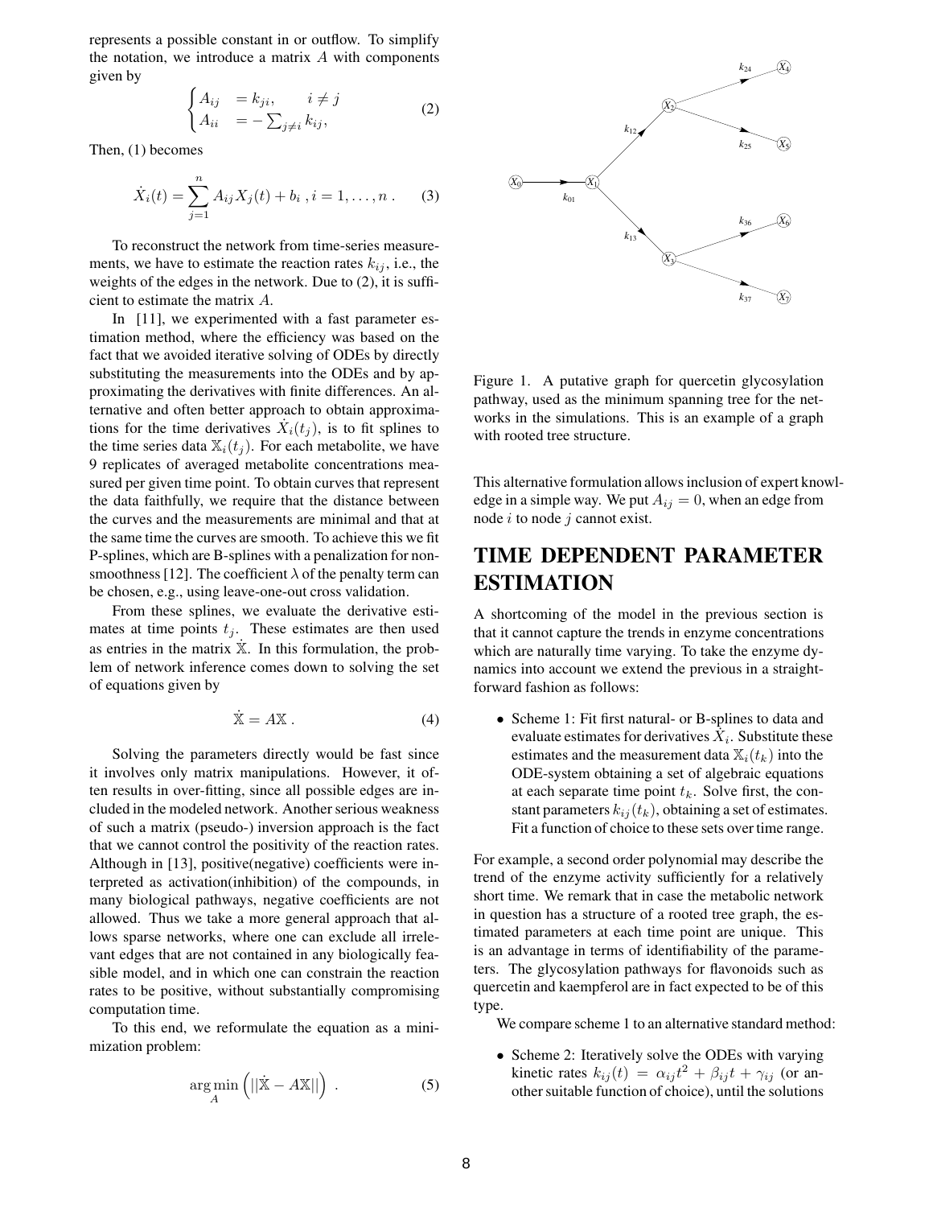represents a possible constant in or outflow. To simplify the notation, we introduce a matrix $A$ with components given by

$$\begin{cases} A_{ij} & = k_{ji}, \qquad i \neq j \\ A_{ii} & = -\sum_{j\neq i} k_{ij}, \end{cases} \tag{2}$$

Then, (1) becomes

$$\dot{X}_i(t) = \sum_{j=1}^{n} A_{ij} X_j(t) + b_i \ , i = 1, \ldots, n \ . \tag{3}$$

To reconstruct the network from time-series measurements, we have to estimate the reaction rates $k_{ij}$, i.e., the weights of the edges in the network. Due to (2), it is sufficient to estimate the matrix $A$.

In [11], we experimented with a fast parameter estimation method, where the efficiency was based on the fact that we avoided iterative solving of ODEs by directly substituting the measurements into the ODEs and by approximating the derivatives with finite differences. An alternative and often better approach to obtain approximations for the time derivatives $\dot{X}_i(t_j)$, is to fit splines to the time series data $\mathbb{X}_i(t_j)$. For each metabolite, we have 9 replicates of averaged metabolite concentrations measured per given time point. To obtain curves that represent the data faithfully, we require that the distance between the curves and the measurements are minimal and that at the same time the curves are smooth. To achieve this we fit P-splines, which are B-splines with a penalization for non-smoothness [12]. The coefficient $\lambda$ of the penalty term can be chosen, e.g., using leave-one-out cross validation.

From these splines, we evaluate the derivative estimates at time points $t_j$. These estimates are then used as entries in the matrix $\dot{\mathbb{X}}$. In this formulation, the problem of network inference comes down to solving the set of equations given by

$$\dot{\mathbb{X}} = A\mathbb{X} \ . \tag{4}$$

Solving the parameters directly would be fast since it involves only matrix manipulations. However, it often results in over-fitting, since all possible edges are included in the modeled network. Another serious weakness of such a matrix (pseudo-) inversion approach is the fact that we cannot control the positivity of the reaction rates. Although in [13], positive(negative) coefficients were interpreted as activation(inhibition) of the compounds, in many biological pathways, negative coefficients are not allowed. Thus we take a more general approach that allows sparse networks, where one can exclude all irrelevant edges that are not contained in any biologically feasible model, and in which one can constrain the reaction rates to be positive, without substantially compromising computation time.

To this end, we reformulate the equation as a minimization problem:

$$\arg\min_{A} \left( ||\dot{\mathbb{X}} - A\mathbb{X}|| \right) \ . \tag{5}$$

Figure 1. A putative graph for quercetin glycosylation pathway, used as the minimum spanning tree for the networks in the simulations. This is an example of a graph with rooted tree structure.

This alternative formulation allows inclusion of expert knowledge in a simple way. We put $A_{ij} = 0$, when an edge from node $i$ to node $j$ cannot exist.

# TIME DEPENDENT PARAMETER ESTIMATION

A shortcoming of the model in the previous section is that it cannot capture the trends in enzyme concentrations which are naturally time varying. To take the enzyme dynamics into account we extend the previous in a straightforward fashion as follows:

- Scheme 1: Fit first natural- or B-splines to data and evaluate estimates for derivatives $\dot{X}_i$. Substitute these estimates and the measurement data $\mathbb{X}_i(t_k)$ into the ODE-system obtaining a set of algebraic equations at each separate time point $t_k$. Solve first, the constant parameters $k_{ij}(t_k)$, obtaining a set of estimates. Fit a function of choice to these sets over time range.

For example, a second order polynomial may describe the trend of the enzyme activity sufficiently for a relatively short time. We remark that in case the metabolic network in question has a structure of a rooted tree graph, the estimated parameters at each time point are unique. This is an advantage in terms of identifiability of the parameters. The glycosylation pathways for flavonoids such as quercetin and kaempferol are in fact expected to be of this type.

We compare scheme 1 to an alternative standard method:

- Scheme 2: Iteratively solve the ODEs with varying kinetic rates $k_{ij}(t) = \alpha_{ij}t^2 + \beta_{ij}t + \gamma_{ij}$ (or another suitable function of choice), until the solutions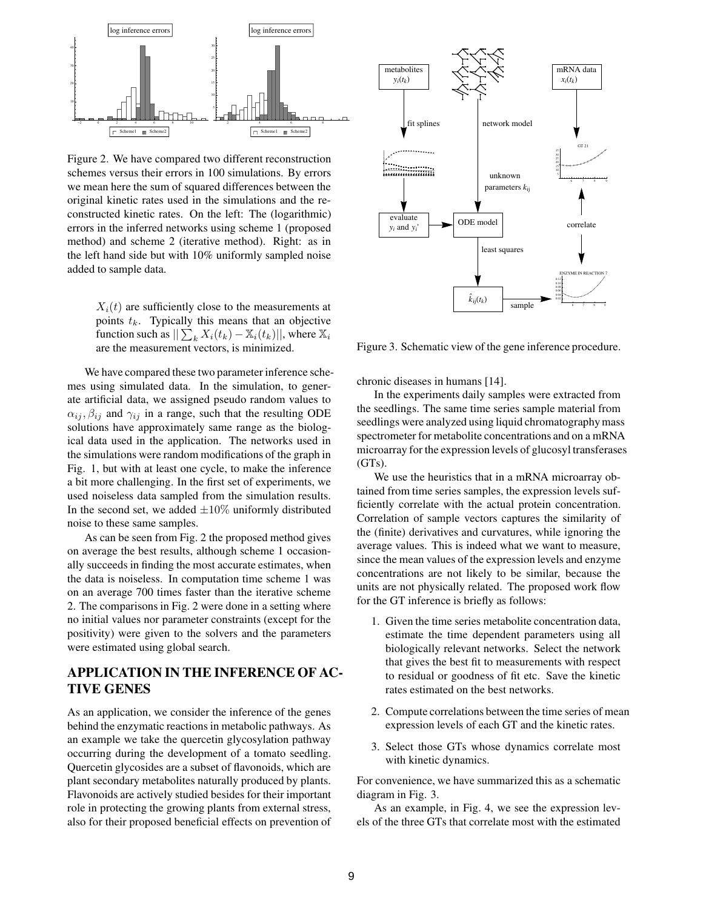Figure 2. We have compared two different reconstruction schemes versus their errors in 100 simulations. By errors we mean here the sum of squared differences between the original kinetic rates used in the simulations and the reconstructed kinetic rates. On the left: The (logarithmic) errors in the inferred networks using scheme 1 (proposed method) and scheme 2 (iterative method). Right: as in the left hand side but with 10% uniformly sampled noise added to sample data.

> $X_i(t)$ are sufficiently close to the measurements at points $t_k$. Typically this means that an objective function such as $||\sum_k X_i(t_k) - \mathbb{X}_i(t_k)||$, where $\mathbb{X}_i$ are the measurement vectors, is minimized.

We have compared these two parameter inference schemes using simulated data. In the simulation, to generate artificial data, we assigned pseudo random values to $\alpha_{ij}, \beta_{ij}$ and $\gamma_{ij}$ in a range, such that the resulting ODE solutions have approximately same range as the biological data used in the application. The networks used in the simulations were random modifications of the graph in Fig. 1, but with at least one cycle, to make the inference a bit more challenging. In the first set of experiments, we used noiseless data sampled from the simulation results. In the second set, we added $\pm 10\%$ uniformly distributed noise to these same samples.

As can be seen from Fig. 2 the proposed method gives on average the best results, although scheme 1 occasionally succeeds in finding the most accurate estimates, when the data is noiseless. In computation time scheme 1 was on an average 700 times faster than the iterative scheme 2. The comparisons in Fig. 2 were done in a setting where no initial values nor parameter constraints (except for the positivity) were given to the solvers and the parameters were estimated using global search.

## APPLICATION IN THE INFERENCE OF ACTIVE GENES

As an application, we consider the inference of the genes behind the enzymatic reactions in metabolic pathways. As an example we take the quercetin glycosylation pathway occurring during the development of a tomato seedling. Quercetin glycosides are a subset of flavonoids, which are plant secondary metabolites naturally produced by plants. Flavonoids are actively studied besides for their important role in protecting the growing plants from external stress, also for their proposed beneficial effects on prevention of chronic diseases in humans [14].

Figure 3. Schematic view of the gene inference procedure.

In the experiments daily samples were extracted from the seedlings. The same time series sample material from seedlings were analyzed using liquid chromatography mass spectrometer for metabolite concentrations and on a mRNA microarray for the expression levels of glucosyl transferases (GTs).

We use the heuristics that in a mRNA microarray obtained from time series samples, the expression levels sufficiently correlate with the actual protein concentration. Correlation of sample vectors captures the similarity of the (finite) derivatives and curvatures, while ignoring the average values. This is indeed what we want to measure, since the mean values of the expression levels and enzyme concentrations are not likely to be similar, because the units are not physically related. The proposed work flow for the GT inference is briefly as follows:

1. Given the time series metabolite concentration data, estimate the time dependent parameters using all biologically relevant networks. Select the network that gives the best fit to measurements with respect to residual or goodness of fit etc. Save the kinetic rates estimated on the best networks.
2. Compute correlations between the time series of mean expression levels of each GT and the kinetic rates.
3. Select those GTs whose dynamics correlate most with kinetic dynamics.

For convenience, we have summarized this as a schematic diagram in Fig. 3.

As an example, in Fig. 4, we see the expression levels of the three GTs that correlate most with the estimated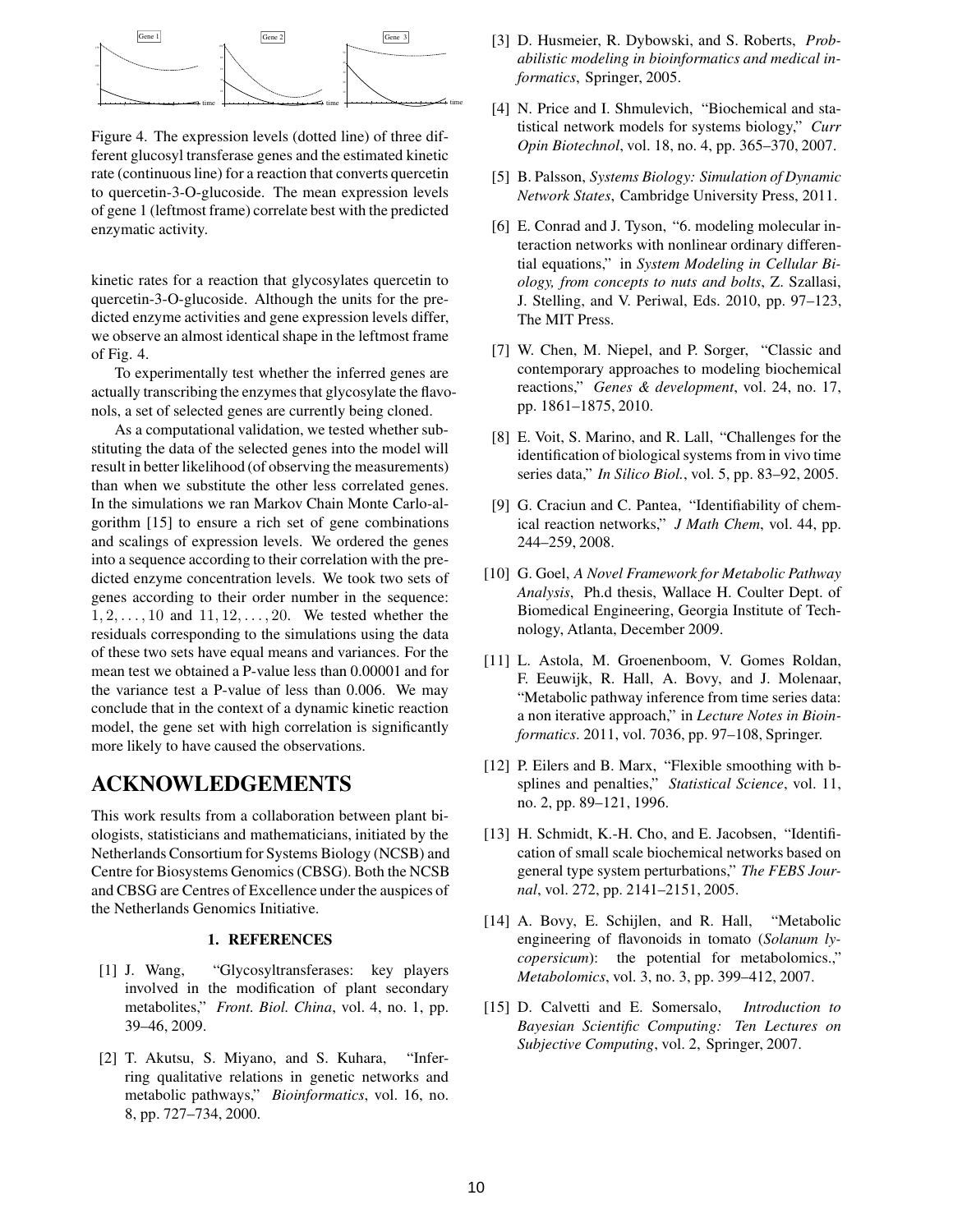Gene 1

time

Gene 2

time

Gene 3

time

Figure 4. The expression levels (dotted line) of three different glucosyl transferase genes and the estimated kinetic rate (continuous line) for a reaction that converts quercetin to quercetin-3-O-glucoside. The mean expression levels of gene 1 (leftmost frame) correlate best with the predicted enzymatic activity.

kinetic rates for a reaction that glycosylates quercetin to quercetin-3-O-glucoside. Although the units for the predicted enzyme activities and gene expression levels differ, we observe an almost identical shape in the leftmost frame of Fig. 4.

To experimentally test whether the inferred genes are actually transcribing the enzymes that glycosylate the flavonols, a set of selected genes are currently being cloned.

As a computational validation, we tested whether substituting the data of the selected genes into the model will result in better likelihood (of observing the measurements) than when we substitute the other less correlated genes. In the simulations we ran Markov Chain Monte Carlo-algorithm [15] to ensure a rich set of gene combinations and scalings of expression levels. We ordered the genes into a sequence according to their correlation with the predicted enzyme concentration levels. We took two sets of genes according to their order number in the sequence: $1, 2, \ldots, 10$ and $11, 12, \ldots, 20$. We tested whether the residuals corresponding to the simulations using the data of these two sets have equal means and variances. For the mean test we obtained a P-value less than 0.00001 and for the variance test a P-value of less than 0.006. We may conclude that in the context of a dynamic kinetic reaction model, the gene set with high correlation is significantly more likely to have caused the observations.

## ACKNOWLEDGEMENTS

This work results from a collaboration between plant biologists, statisticians and mathematicians, initiated by the Netherlands Consortium for Systems Biology (NCSB) and Centre for Biosystems Genomics (CBSG). Both the NCSB and CBSG are Centres of Excellence under the auspices of the Netherlands Genomics Initiative.

### 1. REFERENCES

[1] J. Wang, "Glycosyltransferases: key players involved in the modification of plant secondary metabolites," *Front. Biol. China*, vol. 4, no. 1, pp. 39–46, 2009.

[2] T. Akutsu, S. Miyano, and S. Kuhara, "Inferring qualitative relations in genetic networks and metabolic pathways," *Bioinformatics*, vol. 16, no. 8, pp. 727–734, 2000.

[3] D. Husmeier, R. Dybowski, and S. Roberts, *Probabilistic modeling in bioinformatics and medical informatics*, Springer, 2005.

[4] N. Price and I. Shmulevich, "Biochemical and statistical network models for systems biology," *Curr Opin Biotechnol*, vol. 18, no. 4, pp. 365–370, 2007.

[5] B. Palsson, *Systems Biology: Simulation of Dynamic Network States*, Cambridge University Press, 2011.

[6] E. Conrad and J. Tyson, "6. modeling molecular interaction networks with nonlinear ordinary differential equations," in *System Modeling in Cellular Biology, from concepts to nuts and bolts*, Z. Szallasi, J. Stelling, and V. Periwal, Eds. 2010, pp. 97–123, The MIT Press.

[7] W. Chen, M. Niepel, and P. Sorger, "Classic and contemporary approaches to modeling biochemical reactions," *Genes & development*, vol. 24, no. 17, pp. 1861–1875, 2010.

[8] E. Voit, S. Marino, and R. Lall, "Challenges for the identification of biological systems from in vivo time series data," *In Silico Biol.*, vol. 5, pp. 83–92, 2005.

[9] G. Craciun and C. Pantea, "Identifiability of chemical reaction networks," *J Math Chem*, vol. 44, pp. 244–259, 2008.

[10] G. Goel, *A Novel Framework for Metabolic Pathway Analysis*, Ph.d thesis, Wallace H. Coulter Dept. of Biomedical Engineering, Georgia Institute of Technology, Atlanta, December 2009.

[11] L. Astola, M. Groenenboom, V. Gomes Roldan, F. Eeuwijk, R. Hall, A. Bovy, and J. Molenaar, "Metabolic pathway inference from time series data: a non iterative approach," in *Lecture Notes in Bioinformatics*. 2011, vol. 7036, pp. 97–108, Springer.

[12] P. Eilers and B. Marx, "Flexible smoothing with b-splines and penalties," *Statistical Science*, vol. 11, no. 2, pp. 89–121, 1996.

[13] H. Schmidt, K.-H. Cho, and E. Jacobsen, "Identification of small scale biochemical networks based on general type system perturbations," *The FEBS Journal*, vol. 272, pp. 2141–2151, 2005.

[14] A. Bovy, E. Schijlen, and R. Hall, "Metabolic engineering of flavonoids in tomato (*Solanum lycopersicum*): the potential for metabolomics.," *Metabolomics*, vol. 3, no. 3, pp. 399–412, 2007.

[15] D. Calvetti and E. Somersalo, *Introduction to Bayesian Scientific Computing: Ten Lectures on Subjective Computing*, vol. 2, Springer, 2007.